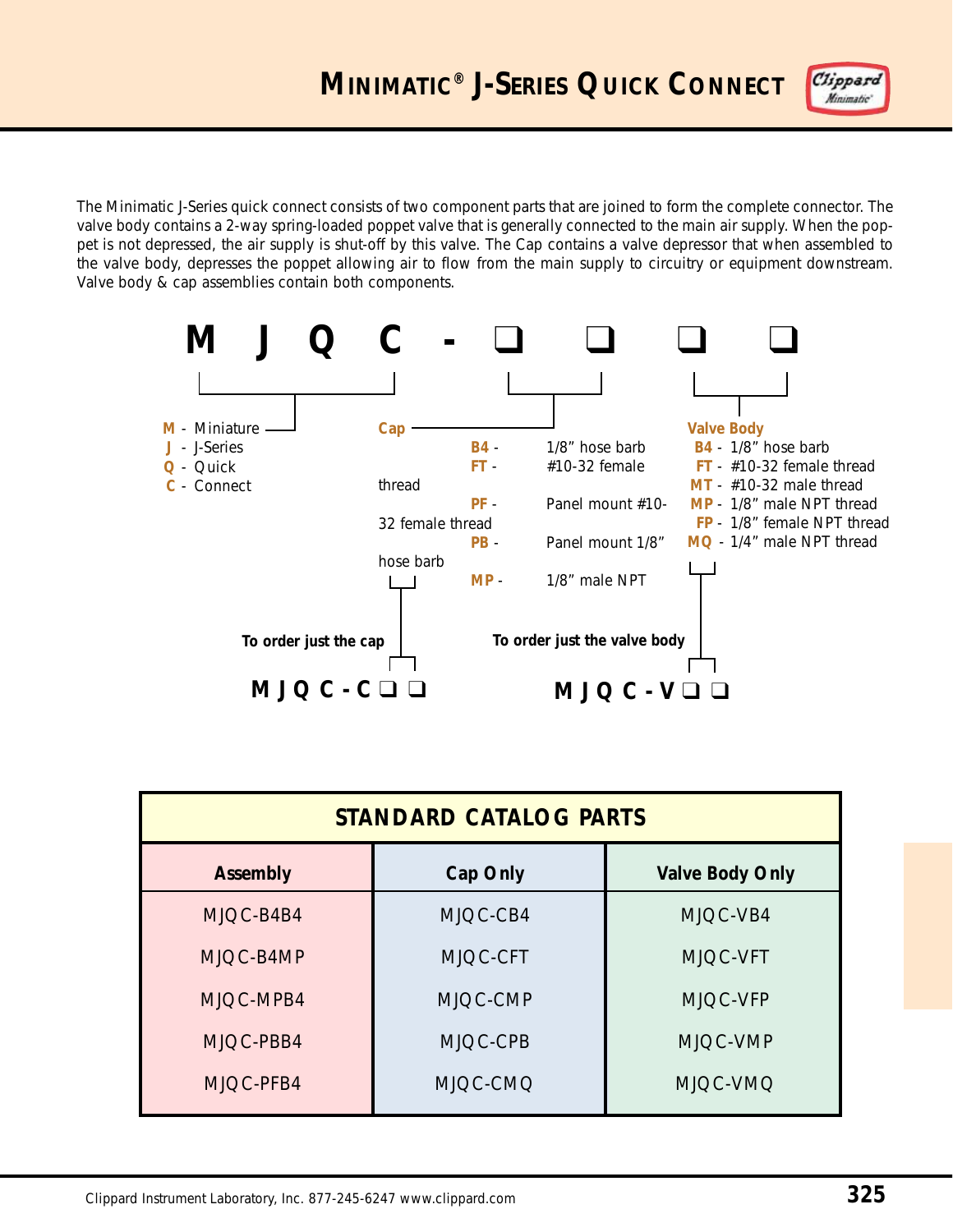# MINIMATIC® J-SERIES QUICK CONNECT

The Minimatic J-Series quick connect consists of two component parts that are joined to form the complete connector. The valve body contains a 2-way spring-loaded poppet valve that is generally connected to the main air supply. When the poppet is not depressed, the air supply is shut-off by this valve. The Cap contains a valve depressor that when assembled to the valve body, depresses the poppet allowing air to flow from the main supply to circuitry or equipment downstream. Valve body & cap assemblies contain both components.

**M J Q C - ❑ ❑ ❑ ❑**

**M** - Miniature
**J** - J-Series
**Q** - Quick
**C** - Connect

**Cap**

- **B4** - 1/8" hose barb
- **FT** - #10-32 female thread
- **PF** - Panel mount #10-32 female thread
- **PB** - Panel mount 1/8" hose barb
- **MP** - 1/8" male NPT

**Valve Body**

- **B4** - 1/8" hose barb
- **FT** - #10-32 female thread
- **MT** - #10-32 male thread
- **MP** - 1/8" male NPT thread
- **FP** - 1/8" female NPT thread
- **MQ** - 1/4" male NPT thread

**To order just the cap**

**M J Q C - C ❑ ❑**

**To order just the valve body**

**M J Q C - V ❑ ❑**

| STANDARD CATALOG PARTS | | |
|---|---|---|
| **Assembly** | **Cap Only** | **Valve Body Only** |
| MJQC-B4B4 | MJQC-CB4 | MJQC-VB4 |
| MJQC-B4MP | MJQC-CFT | MJQC-VFT |
| MJQC-MPB4 | MJQC-CMP | MJQC-VFP |
| MJQC-PBB4 | MJQC-CPB | MJQC-VMP |
| MJQC-PFB4 | MJQC-CMQ | MJQC-VMQ |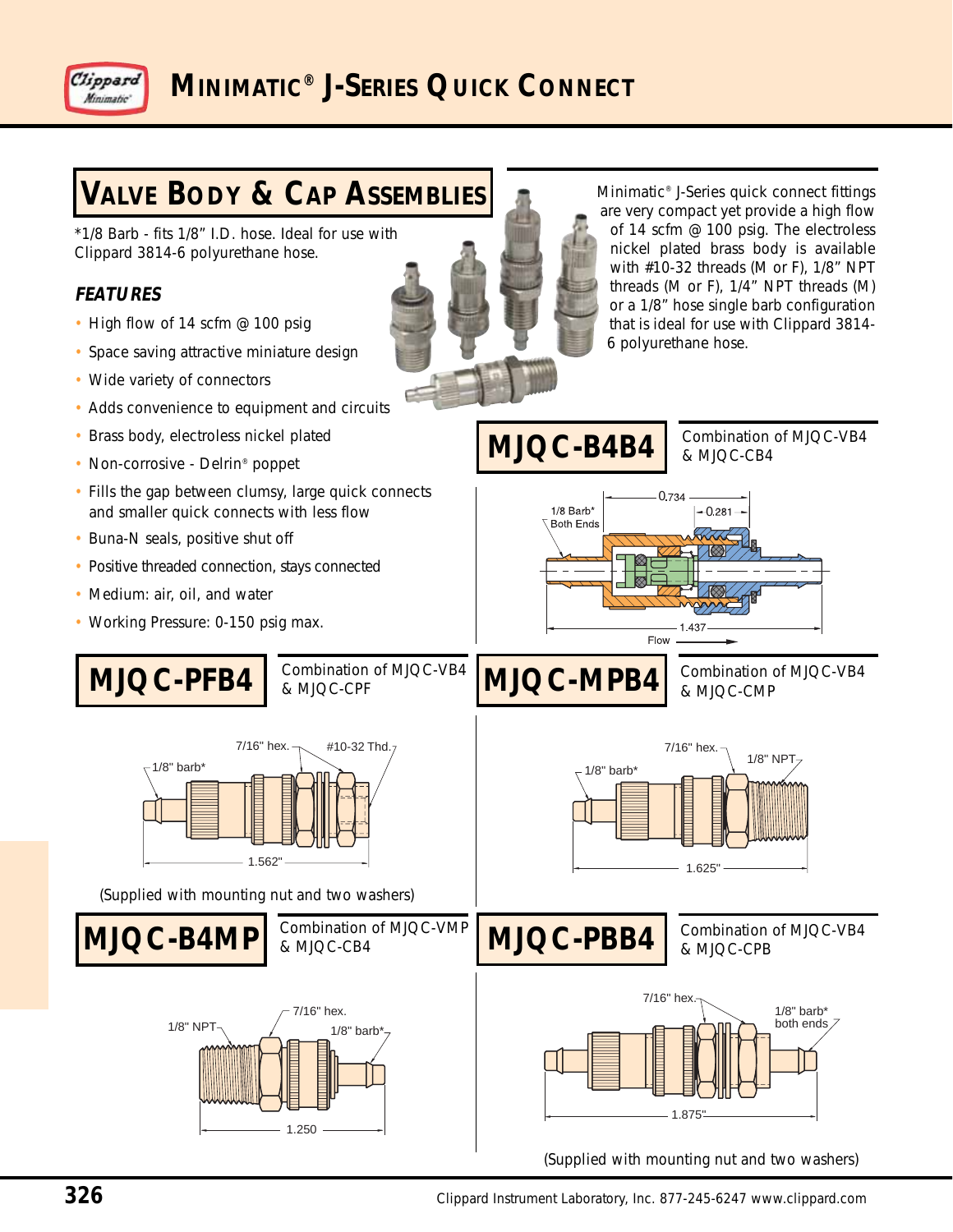# MINIMATIC® J-SERIES QUICK CONNECT

## VALVE BODY & CAP ASSEMBLIES

*1/8 Barb - fits 1/8” I.D. hose. Ideal for use with Clippard 3814-6 polyurethane hose.

Minimatic® J-Series quick connect fittings are very compact yet provide a high flow of 14 scfm @ 100 psig. The electroless nickel plated brass body is available with #10-32 threads (M or F), 1/8” NPT threads (M or F), 1/4” NPT threads (M) or a 1/8” hose single barb configuration that is ideal for use with Clippard 3814-6 polyurethane hose.

### *FEATURES*

- High flow of 14 scfm @ 100 psig
- Space saving attractive miniature design
- Wide variety of connectors
- Adds convenience to equipment and circuits
- Brass body, electroless nickel plated
- Non-corrosive - Delrin® poppet
- Fills the gap between clumsy, large quick connects and smaller quick connects with less flow
- Buna-N seals, positive shut off
- Positive threaded connection, stays connected
- Medium: air, oil, and water
- Working Pressure: 0-150 psig max.

## MJQC-B4B4

Combination of MJQC-VB4 & MJQC-CB4

1/8 Barb* Both Ends; 0.734; 0.281; 1.437; Flow

## MJQC-PFB4

Combination of MJQC-VB4 & MJQC-CPF

1/8" barb*; 7/16" hex.; #10-32 Thd.; 1.562"

(Supplied with mounting nut and two washers)

## MJQC-MPB4

Combination of MJQC-VB4 & MJQC-CMP

1/8" barb*; 7/16" hex.; 1/8" NPT; 1.625"

## MJQC-B4MP

Combination of MJQC-VMP & MJQC-CB4

1/8" NPT; 7/16" hex.; 1/8" barb*; 1.250

## MJQC-PBB4

Combination of MJQC-VB4 & MJQC-CPB

7/16" hex.; 1/8" barb* both ends; 1.875"

(Supplied with mounting nut and two washers)

Clippard Instrument Laboratory, Inc. 877-245-6247 www.clippard.com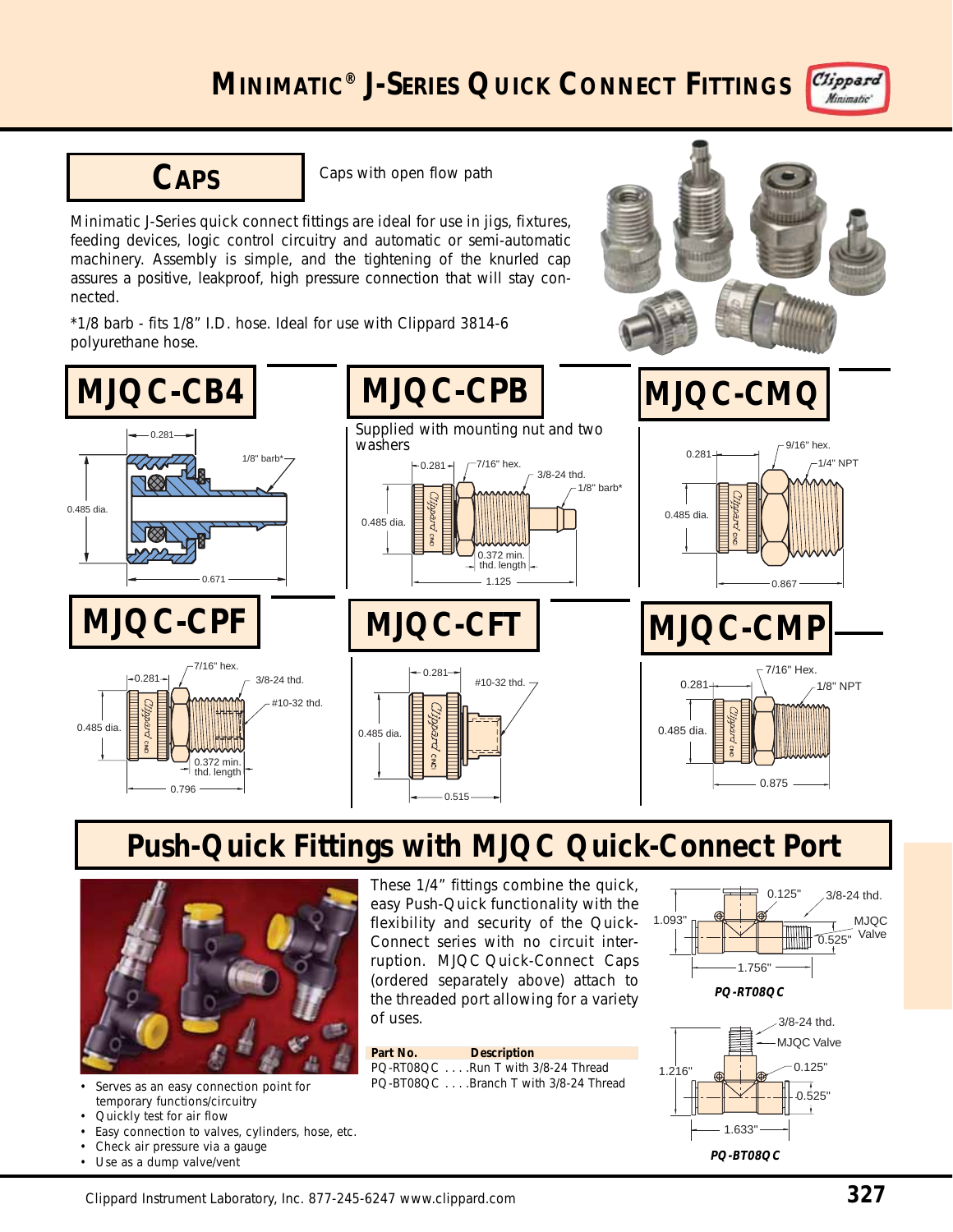# MINIMATIC® J-SERIES QUICK CONNECT FITTINGS

## CAPS

Caps with open flow path

Minimatic J-Series quick connect fittings are ideal for use in jigs, fixtures, feeding devices, logic control circuitry and automatic or semi-automatic machinery. Assembly is simple, and the tightening of the knurled cap assures a positive, leakproof, high pressure connection that will stay connected.

*1/8 barb - fits 1/8" I.D. hose. Ideal for use with Clippard 3814-6 polyurethane hose.

### MJQC-CB4

0.281 — 1/8" barb* — 0.485 dia. — 0.671

### MJQC-CPB

Supplied with mounting nut and two washers

0.281 — 7/16" hex. — 3/8-24 thd. — 1/8" barb* — 0.485 dia. — 0.372 min. thd. length — 1.125

### MJQC-CMQ

0.281 — 9/16" hex. — 1/4" NPT — 0.485 dia. — 0.867

### MJQC-CPF

0.281 — 7/16" hex. — 3/8-24 thd. — #10-32 thd. — 0.485 dia. — 0.372 min. thd. length — 0.796

### MJQC-CFT

0.281 — #10-32 thd. — 0.485 dia. — 0.515

### MJQC-CMP

0.281 — 7/16" Hex. — 1/8" NPT — 0.485 dia. — 0.875

## Push-Quick Fittings with MJQC Quick-Connect Port

These 1/4" fittings combine the quick, easy Push-Quick functionality with the flexibility and security of the Quick-Connect series with no circuit interruption. MJQC Quick-Connect Caps (ordered separately above) attach to the threaded port allowing for a variety of uses.

- Serves as an easy connection point for temporary functions/circuitry
- Quickly test for air flow
- Easy connection to valves, cylinders, hose, etc.
- Check air pressure via a gauge
- Use as a dump valve/vent

| Part No. | Description |
|---|---|
| PQ-RT08QC | Run T with 3/8-24 Thread |
| PQ-BT08QC | Branch T with 3/8-24 Thread |

**PQ-RT08QC**: 1.093" — 0.125" — 3/8-24 thd. — MJQC Valve — 0.525" — 1.756"

**PQ-BT08QC**: 3/8-24 thd. — MJQC Valve — 1.216" — 0.125" — 0.525" — 1.633"

Clippard Instrument Laboratory, Inc. 877-245-6247 www.clippard.com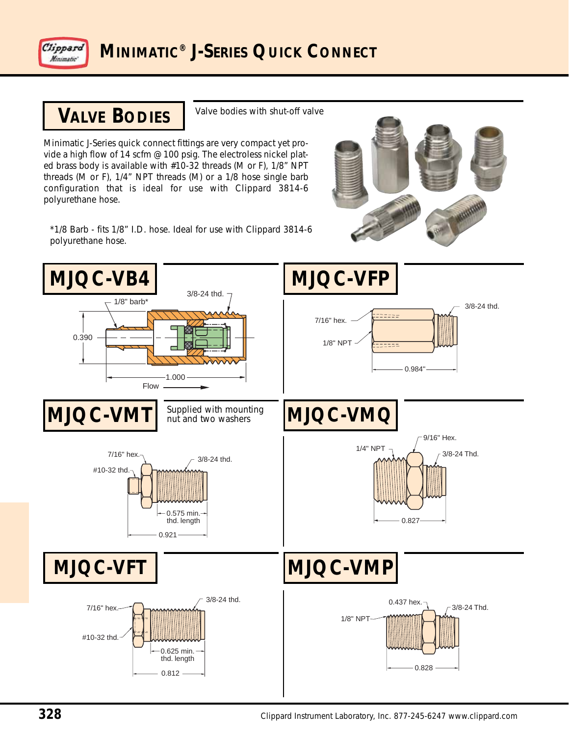# Minimatic® J-Series Quick Connect

## Valve Bodies

Valve bodies with shut-off valve

Minimatic J-Series quick connect fittings are very compact yet provide a high flow of 14 scfm @ 100 psig. The electroless nickel plated brass body is available with #10-32 threads (M or F), 1/8" NPT threads (M or F), 1/4" NPT threads (M) or a 1/8 hose single barb configuration that is ideal for use with Clippard 3814-6 polyurethane hose.

*1/8 Barb - fits 1/8" I.D. hose. Ideal for use with Clippard 3814-6 polyurethane hose.

## MJQC-VB4

1/8" barb*
3/8-24 thd.
0.390
1.000
Flow

## MJQC-VFP

7/16" hex.
1/8" NPT
3/8-24 thd.
0.984"

## MJQC-VMT

Supplied with mounting nut and two washers

7/16" hex.
#10-32 thd.
3/8-24 thd.
0.575 min. thd. length
0.921

## MJQC-VMQ

9/16" Hex.
1/4" NPT
3/8-24 Thd.
0.827

## MJQC-VFT

7/16" hex.
#10-32 thd.
3/8-24 thd.
0.625 min. thd. length
0.812

## MJQC-VMP

0.437 hex.
1/8" NPT
3/8-24 Thd.
0.828

Clippard Instrument Laboratory, Inc. 877-245-6247 www.clippard.com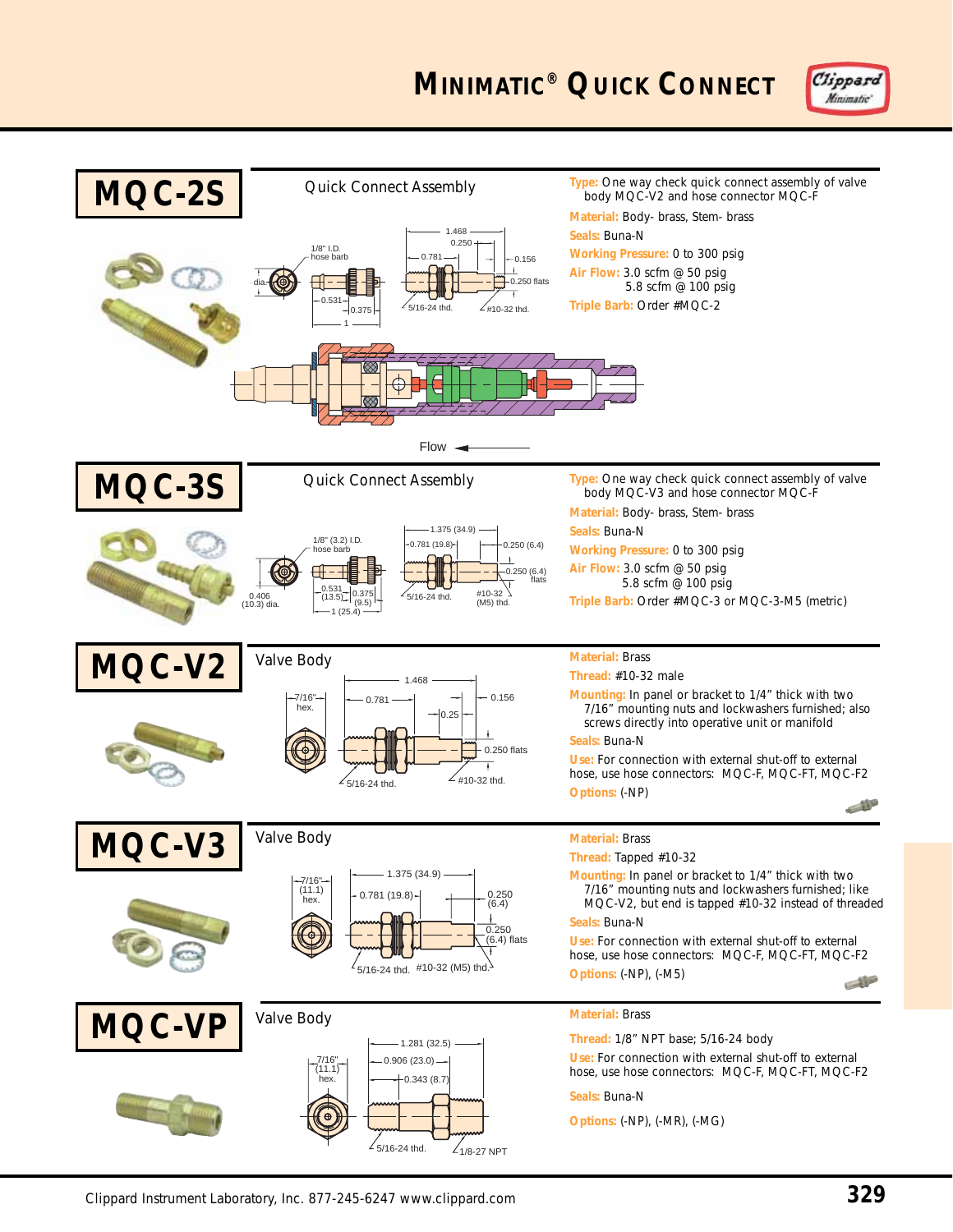# MINIMATIC® QUICK CONNECT

## MQC-2S

Quick Connect Assembly

1/8" I.D. hose barb, dia., 0.531, 0.375, 1, 1.468, 0.250, 0.781, 0.156, 0.250 flats, 5/16-24 thd., #10-32 thd.

Flow

**Type:** One way check quick connect assembly of valve body MQC-V2 and hose connector MQC-F

**Material:** Body- brass, Stem- brass

**Seals:** Buna-N

**Working Pressure:** 0 to 300 psig

**Air Flow:** 3.0 scfm @ 50 psig
5.8 scfm @ 100 psig

**Triple Barb:** Order #MQC-2

## MQC-3S

Quick Connect Assembly

1/8" (3.2) I.D. hose barb, 0.406 (10.3) dia., 0.531 (13.5), 0.375 (9.5), 1 (25.4), 1.375 (34.9), 0.781 (19.8), 0.250 (6.4), 0.250 (6.4) flats, 5/16-24 thd., #10-32 (M5) thd.

**Type:** One way check quick connect assembly of valve body MQC-V3 and hose connector MQC-F

**Material:** Body- brass, Stem- brass

**Seals:** Buna-N

**Working Pressure:** 0 to 300 psig

**Air Flow:** 3.0 scfm @ 50 psig
5.8 scfm @ 100 psig

**Triple Barb:** Order #MQC-3 or MQC-3-M5 (metric)

## MQC-V2

Valve Body

7/16" hex., 1.468, 0.781, 0.25, 0.156, 0.250 flats, 5/16-24 thd., #10-32 thd.

**Material:** Brass

**Thread:** #10-32 male

**Mounting:** In panel or bracket to 1/4" thick with two 7/16" mounting nuts and lockwashers furnished; also screws directly into operative unit or manifold

**Seals:** Buna-N

**Use:** For connection with external shut-off to external hose, use hose connectors: MQC-F, MQC-FT, MQC-F2

**Options:** (-NP)

## MQC-V3

Valve Body

7/16" (11.1) hex., 1.375 (34.9), 0.781 (19.8), 0.250 (6.4), 0.250 (6.4) flats, 5/16-24 thd., #10-32 (M5) thd.

**Material:** Brass

**Thread:** Tapped #10-32

**Mounting:** In panel or bracket to 1/4" thick with two 7/16" mounting nuts and lockwashers furnished; like MQC-V2, but end is tapped #10-32 instead of threaded

**Seals:** Buna-N

**Use:** For connection with external shut-off to external hose, use hose connectors: MQC-F, MQC-FT, MQC-F2

**Options:** (-NP), (-M5)

## MQC-VP

Valve Body

7/16" (11.1) hex., 1.281 (32.5), 0.906 (23.0), 0.343 (8.7), 5/16-24 thd., 1/8-27 NPT

**Material:** Brass

**Thread:** 1/8" NPT base; 5/16-24 body

**Use:** For connection with external shut-off to external hose, use hose connectors: MQC-F, MQC-FT, MQC-F2

**Seals:** Buna-N

**Options:** (-NP), (-MR), (-MG)

Clippard Instrument Laboratory, Inc. 877-245-6247 www.clippard.com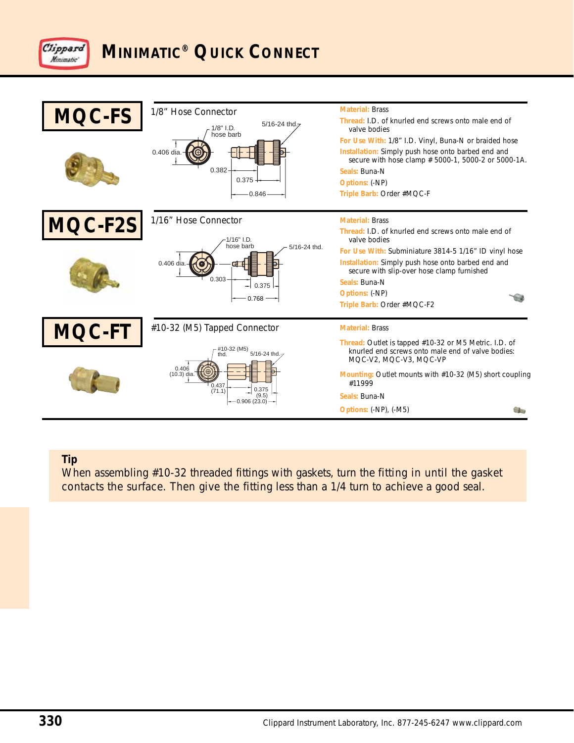# MINIMATIC® QUICK CONNECT

## MQC-FS

1/8" Hose Connector

1/8" I.D. hose barb
5/16-24 thd.
0.406 dia.
0.382
0.375
0.846

**Material:** Brass

**Thread:** I.D. of knurled end screws onto male end of valve bodies

**For Use With:** 1/8" I.D. Vinyl, Buna-N or braided hose

**Installation:** Simply push hose onto barbed end and secure with hose clamp # 5000-1, 5000-2 or 5000-1A.

**Seals:** Buna-N

**Options:** (-NP)

**Triple Barb:** Order #MQC-F

## MQC-F2S

1/16" Hose Connector

1/16" I.D. hose barb
5/16-24 thd.
0.406 dia.
0.303
0.375
0.768

**Material:** Brass

**Thread:** I.D. of knurled end screws onto male end of valve bodies

**For Use With:** Subminiature 3814-5 1/16" ID vinyl hose

**Installation:** Simply push hose onto barbed end and secure with slip-over hose clamp furnished

**Seals:** Buna-N

**Options:** (-NP)

**Triple Barb:** Order #MQC-F2

## MQC-FT

#10-32 (M5) Tapped Connector

#10-32 (M5) thd.
5/16-24 thd.
0.406 (10.3) dia.
0.437 (71.1)
0.375 (9.5)
0.906 (23.0)

**Material:** Brass

**Thread:** Outlet is tapped #10-32 or M5 Metric. I.D. of knurled end screws onto male end of valve bodies: MQC-V2, MQC-V3, MQC-VP

**Mounting:** Outlet mounts with #10-32 (M5) short coupling #11999

**Seals:** Buna-N

**Options:** (-NP), (-M5)

**Tip**
When assembling #10-32 threaded fittings with gaskets, turn the fitting in until the gasket contacts the surface. Then give the fitting less than a 1/4 turn to achieve a good seal.